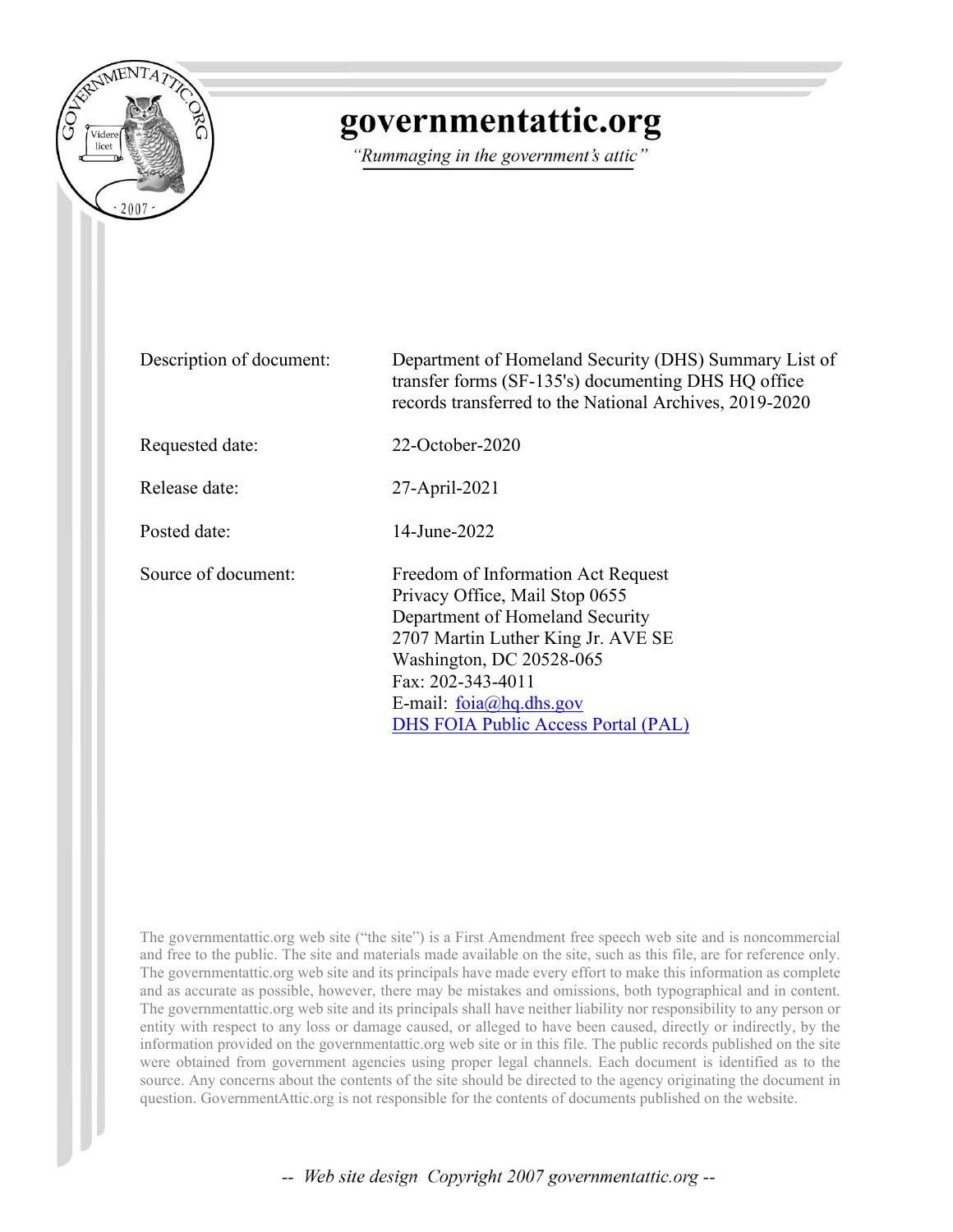# governmentattic.org

*"Rummaging in the government's attic"*

| | |
|---|---|
| Description of document: | Department of Homeland Security (DHS) Summary List of transfer forms (SF-135's) documenting DHS HQ office records transferred to the National Archives, 2019-2020 |
| Requested date: | 22-October-2020 |
| Release date: | 27-April-2021 |
| Posted date: | 14-June-2022 |
| Source of document: | Freedom of Information Act Request<br>Privacy Office, Mail Stop 0655<br>Department of Homeland Security<br>2707 Martin Luther King Jr. AVE SE<br>Washington, DC 20528-065<br>Fax: 202-343-4011<br>E-mail: foia@hq.dhs.gov<br>DHS FOIA Public Access Portal (PAL) |

The governmentattic.org web site ("the site") is a First Amendment free speech web site and is noncommercial and free to the public. The site and materials made available on the site, such as this file, are for reference only. The governmentattic.org web site and its principals have made every effort to make this information as complete and as accurate as possible, however, there may be mistakes and omissions, both typographical and in content. The governmentattic.org web site and its principals shall have neither liability nor responsibility to any person or entity with respect to any loss or damage caused, or alleged to have been caused, directly or indirectly, by the information provided on the governmentattic.org web site or in this file. The public records published on the site were obtained from government agencies using proper legal channels. Each document is identified as to the source. Any concerns about the contents of the site should be directed to the agency originating the document in question. GovernmentAttic.org is not responsible for the contents of documents published on the website.

*-- Web site design Copyright 2007 governmentattic.org --*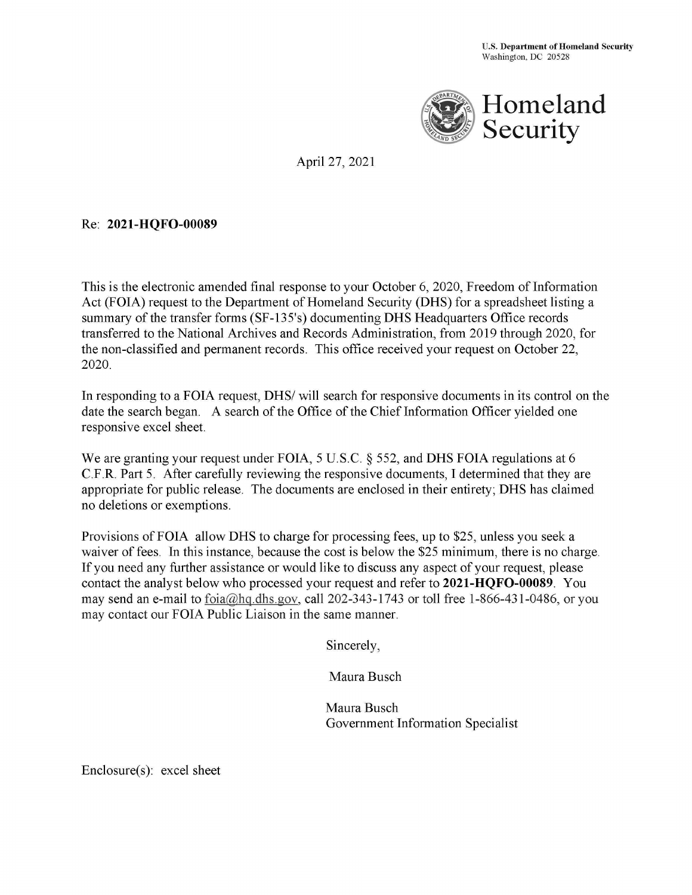U.S. Department of Homeland Security
Washington, DC 20528

Homeland
Security

April 27, 2021

Re: **2021-HQFO-00089**

This is the electronic amended final response to your October 6, 2020, Freedom of Information Act (FOIA) request to the Department of Homeland Security (DHS) for a spreadsheet listing a summary of the transfer forms (SF-135's) documenting DHS Headquarters Office records transferred to the National Archives and Records Administration, from 2019 through 2020, for the non-classified and permanent records. This office received your request on October 22, 2020.

In responding to a FOIA request, DHS/ will search for responsive documents in its control on the date the search began. A search of the Office of the Chief Information Officer yielded one responsive excel sheet.

We are granting your request under FOIA, 5 U.S.C. § 552, and DHS FOIA regulations at 6 C.F.R. Part 5. After carefully reviewing the responsive documents, I determined that they are appropriate for public release. The documents are enclosed in their entirety; DHS has claimed no deletions or exemptions.

Provisions of FOIA allow DHS to charge for processing fees, up to $25, unless you seek a waiver of fees. In this instance, because the cost is below the $25 minimum, there is no charge. If you need any further assistance or would like to discuss any aspect of your request, please contact the analyst below who processed your request and refer to **2021-HQFO-00089**. You may send an e-mail to foia@hq.dhs.gov, call 202-343-1743 or toll free 1-866-431-0486, or you may contact our FOIA Public Liaison in the same manner.

Sincerely,

Maura Busch

Maura Busch
Government Information Specialist

Enclosure(s): excel sheet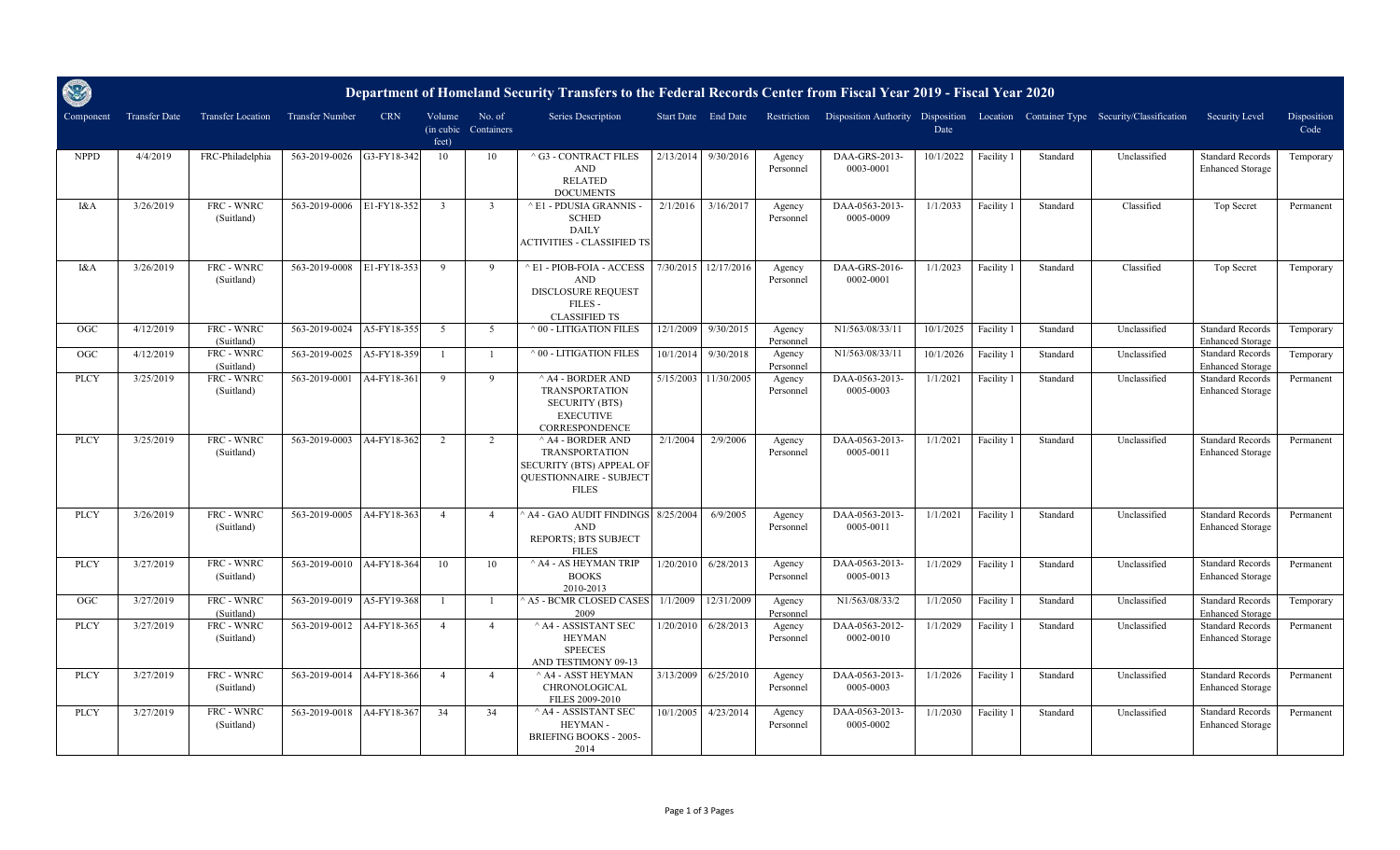# Department of Homeland Security Transfers to the Federal Records Center from Fiscal Year 2019 - Fiscal Year 2020

| Component | Transfer Date | Transfer Location | Transfer Number | CRN | Volume (in cubic feet) | No. of Containers | Series Description | Start Date | End Date | Restriction | Disposition Authority | Disposition Date | Location | Container Type | Security/Classification | Security Level | Disposition Code |
|---|---|---|---|---|---|---|---|---|---|---|---|---|---|---|---|---|---|
| NPPD | 4/4/2019 | FRC-Philadelphia | 563-2019-0026 | G3-FY18-342 | 10 | 10 | ^ G3 - CONTRACT FILES AND RELATED DOCUMENTS | 2/13/2014 | 9/30/2016 | Agency Personnel | DAA-GRS-2013-0003-0001 | 10/1/2022 | Facility 1 | Standard | Unclassified | Standard Records Enhanced Storage | Temporary |
| I&A | 3/26/2019 | FRC - WNRC (Suitland) | 563-2019-0006 | E1-FY18-352 | 3 | 3 | ^ E1 - PDUSIA GRANNIS - SCHED DAILY ACTIVITIES - CLASSIFIED TS | 2/1/2016 | 3/16/2017 | Agency Personnel | DAA-0563-2013-0005-0009 | 1/1/2033 | Facility 1 | Standard | Classified | Top Secret | Permanent |
| I&A | 3/26/2019 | FRC - WNRC (Suitland) | 563-2019-0008 | E1-FY18-353 | 9 | 9 | ^ E1 - PIOB-FOIA - ACCESS AND DISCLOSURE REQUEST FILES - CLASSIFIED TS | 7/30/2015 | 12/17/2016 | Agency Personnel | DAA-GRS-2016-0002-0001 | 1/1/2023 | Facility 1 | Standard | Classified | Top Secret | Temporary |
| OGC | 4/12/2019 | FRC - WNRC (Suitland) | 563-2019-0024 | A5-FY18-355 | 5 | 5 | ^ 00 - LITIGATION FILES | 12/1/2009 | 9/30/2015 | Agency Personnel | N1/563/08/33/11 | 10/1/2025 | Facility 1 | Standard | Unclassified | Standard Records Enhanced Storage | Temporary |
| OGC | 4/12/2019 | FRC - WNRC (Suitland) | 563-2019-0025 | A5-FY18-359 | 1 | 1 | ^ 00 - LITIGATION FILES | 10/1/2014 | 9/30/2018 | Agency Personnel | N1/563/08/33/11 | 10/1/2026 | Facility 1 | Standard | Unclassified | Standard Records Enhanced Storage | Temporary |
| PLCY | 3/25/2019 | FRC - WNRC (Suitland) | 563-2019-0001 | A4-FY18-361 | 9 | 9 | ^ A4 - BORDER AND TRANSPORTATION SECURITY (BTS) EXECUTIVE CORRESPONDENCE | 5/15/2003 | 11/30/2005 | Agency Personnel | DAA-0563-2013-0005-0003 | 1/1/2021 | Facility 1 | Standard | Unclassified | Standard Records Enhanced Storage | Permanent |
| PLCY | 3/25/2019 | FRC - WNRC (Suitland) | 563-2019-0003 | A4-FY18-362 | 2 | 2 | ^ A4 - BORDER AND TRANSPORTATION SECURITY (BTS) APPEAL OF QUESTIONNAIRE - SUBJECT FILES | 2/1/2004 | 2/9/2006 | Agency Personnel | DAA-0563-2013-0005-0011 | 1/1/2021 | Facility 1 | Standard | Unclassified | Standard Records Enhanced Storage | Permanent |
| PLCY | 3/26/2019 | FRC - WNRC (Suitland) | 563-2019-0005 | A4-FY18-363 | 4 | 4 | ^ A4 - GAO AUDIT FINDINGS AND REPORTS; BTS SUBJECT FILES | 8/25/2004 | 6/9/2005 | Agency Personnel | DAA-0563-2013-0005-0011 | 1/1/2021 | Facility 1 | Standard | Unclassified | Standard Records Enhanced Storage | Permanent |
| PLCY | 3/27/2019 | FRC - WNRC (Suitland) | 563-2019-0010 | A4-FY18-364 | 10 | 10 | ^ A4 - AS HEYMAN TRIP BOOKS 2010-2013 | 1/20/2010 | 6/28/2013 | Agency Personnel | DAA-0563-2013-0005-0013 | 1/1/2029 | Facility 1 | Standard | Unclassified | Standard Records Enhanced Storage | Permanent |
| OGC | 3/27/2019 | FRC - WNRC (Suitland) | 563-2019-0019 | A5-FY19-368 | 1 | 1 | ^ A5 - BCMR CLOSED CASES 2009 | 1/1/2009 | 12/31/2009 | Agency Personnel | N1/563/08/33/2 | 1/1/2050 | Facility 1 | Standard | Unclassified | Standard Records Enhanced Storage | Temporary |
| PLCY | 3/27/2019 | FRC - WNRC (Suitland) | 563-2019-0012 | A4-FY18-365 | 4 | 4 | ^ A4 - ASSISTANT SEC HEYMAN SPEECES AND TESTIMONY 09-13 | 1/20/2010 | 6/28/2013 | Agency Personnel | DAA-0563-2012-0002-0010 | 1/1/2029 | Facility 1 | Standard | Unclassified | Standard Records Enhanced Storage | Permanent |
| PLCY | 3/27/2019 | FRC - WNRC (Suitland) | 563-2019-0014 | A4-FY18-366 | 4 | 4 | ^ A4 - ASST HEYMAN CHRONOLOGICAL FILES 2009-2010 | 3/13/2009 | 6/25/2010 | Agency Personnel | DAA-0563-2013-0005-0003 | 1/1/2026 | Facility 1 | Standard | Unclassified | Standard Records Enhanced Storage | Permanent |
| PLCY | 3/27/2019 | FRC - WNRC (Suitland) | 563-2019-0018 | A4-FY18-367 | 34 | 34 | ^ A4 - ASSISTANT SEC HEYMAN - BRIEFING BOOKS - 2005-2014 | 10/1/2005 | 4/23/2014 | Agency Personnel | DAA-0563-2013-0005-0002 | 1/1/2030 | Facility 1 | Standard | Unclassified | Standard Records Enhanced Storage | Permanent |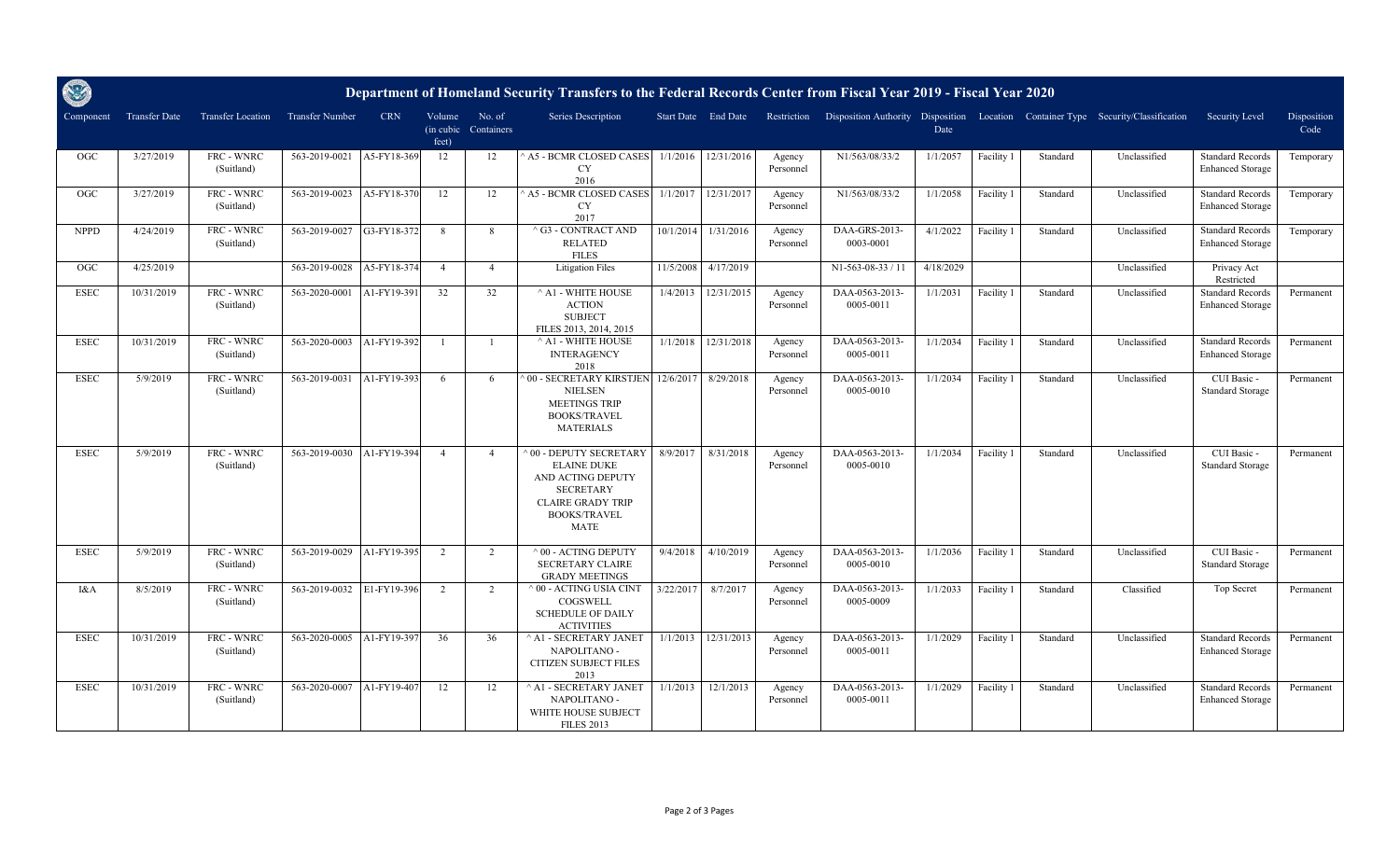# Department of Homeland Security Transfers to the Federal Records Center from Fiscal Year 2019 - Fiscal Year 2020

| Component | Transfer Date | Transfer Location | Transfer Number | CRN | Volume (in cubic feet) | No. of Containers | Series Description | Start Date | End Date | Restriction | Disposition Authority | Disposition Date | Location | Container Type | Security/Classification | Security Level | Disposition Code |
|---|---|---|---|---|---|---|---|---|---|---|---|---|---|---|---|---|---|
| OGC | 3/27/2019 | FRC - WNRC (Suitland) | 563-2019-0021 | A5-FY18-369 | 12 | 12 | ^ A5 - BCMR CLOSED CASES CY 2016 | 1/1/2016 | 12/31/2016 | Agency Personnel | N1/563/08/33/2 | 1/1/2057 | Facility 1 | Standard | Unclassified | Standard Records Enhanced Storage | Temporary |
| OGC | 3/27/2019 | FRC - WNRC (Suitland) | 563-2019-0023 | A5-FY18-370 | 12 | 12 | ^ A5 - BCMR CLOSED CASES CY 2017 | 1/1/2017 | 12/31/2017 | Agency Personnel | N1/563/08/33/2 | 1/1/2058 | Facility 1 | Standard | Unclassified | Standard Records Enhanced Storage | Temporary |
| NPPD | 4/24/2019 | FRC - WNRC (Suitland) | 563-2019-0027 | G3-FY18-372 | 8 | 8 | ^ G3 - CONTRACT AND RELATED FILES | 10/1/2014 | 1/31/2016 | Agency Personnel | DAA-GRS-2013-0003-0001 | 4/1/2022 | Facility 1 | Standard | Unclassified | Standard Records Enhanced Storage | Temporary |
| OGC | 4/25/2019 | | 563-2019-0028 | A5-FY18-374 | 4 | 4 | Litigation Files | 11/5/2008 | 4/17/2019 | | N1-563-08-33 / 11 | 4/18/2029 | | | Unclassified | Privacy Act Restricted | |
| ESEC | 10/31/2019 | FRC - WNRC (Suitland) | 563-2020-0001 | A1-FY19-391 | 32 | 32 | ^ A1 - WHITE HOUSE ACTION SUBJECT FILES 2013, 2014, 2015 | 1/4/2013 | 12/31/2015 | Agency Personnel | DAA-0563-2013-0005-0011 | 1/1/2031 | Facility 1 | Standard | Unclassified | Standard Records Enhanced Storage | Permanent |
| ESEC | 10/31/2019 | FRC - WNRC (Suitland) | 563-2020-0003 | A1-FY19-392 | 1 | 1 | ^ A1 - WHITE HOUSE INTERAGENCY 2018 | 1/1/2018 | 12/31/2018 | Agency Personnel | DAA-0563-2013-0005-0011 | 1/1/2034 | Facility 1 | Standard | Unclassified | Standard Records Enhanced Storage | Permanent |
| ESEC | 5/9/2019 | FRC - WNRC (Suitland) | 563-2019-0031 | A1-FY19-393 | 6 | 6 | ^ 00 - SECRETARY KIRSTJEN NIELSEN MEETINGS TRIP BOOKS/TRAVEL MATERIALS | 12/6/2017 | 8/29/2018 | Agency Personnel | DAA-0563-2013-0005-0010 | 1/1/2034 | Facility 1 | Standard | Unclassified | CUI Basic - Standard Storage | Permanent |
| ESEC | 5/9/2019 | FRC - WNRC (Suitland) | 563-2019-0030 | A1-FY19-394 | 4 | 4 | ^ 00 - DEPUTY SECRETARY ELAINE DUKE AND ACTING DEPUTY SECRETARY CLAIRE GRADY TRIP BOOKS/TRAVEL MATE | 8/9/2017 | 8/31/2018 | Agency Personnel | DAA-0563-2013-0005-0010 | 1/1/2034 | Facility 1 | Standard | Unclassified | CUI Basic - Standard Storage | Permanent |
| ESEC | 5/9/2019 | FRC - WNRC (Suitland) | 563-2019-0029 | A1-FY19-395 | 2 | 2 | ^ 00 - ACTING DEPUTY SECRETARY CLAIRE GRADY MEETINGS | 9/4/2018 | 4/10/2019 | Agency Personnel | DAA-0563-2013-0005-0010 | 1/1/2036 | Facility 1 | Standard | Unclassified | CUI Basic - Standard Storage | Permanent |
| I&A | 8/5/2019 | FRC - WNRC (Suitland) | 563-2019-0032 | E1-FY19-396 | 2 | 2 | ^ 00 - ACTING USIA CINT COGSWELL SCHEDULE OF DAILY ACTIVITIES | 3/22/2017 | 8/7/2017 | Agency Personnel | DAA-0563-2013-0005-0009 | 1/1/2033 | Facility 1 | Standard | Classified | Top Secret | Permanent |
| ESEC | 10/31/2019 | FRC - WNRC (Suitland) | 563-2020-0005 | A1-FY19-397 | 36 | 36 | ^ A1 - SECRETARY JANET NAPOLITANO - CITIZEN SUBJECT FILES 2013 | 1/1/2013 | 12/31/2013 | Agency Personnel | DAA-0563-2013-0005-0011 | 1/1/2029 | Facility 1 | Standard | Unclassified | Standard Records Enhanced Storage | Permanent |
| ESEC | 10/31/2019 | FRC - WNRC (Suitland) | 563-2020-0007 | A1-FY19-407 | 12 | 12 | ^ A1 - SECRETARY JANET NAPOLITANO - WHITE HOUSE SUBJECT FILES 2013 | 1/1/2013 | 12/1/2013 | Agency Personnel | DAA-0563-2013-0005-0011 | 1/1/2029 | Facility 1 | Standard | Unclassified | Standard Records Enhanced Storage | Permanent |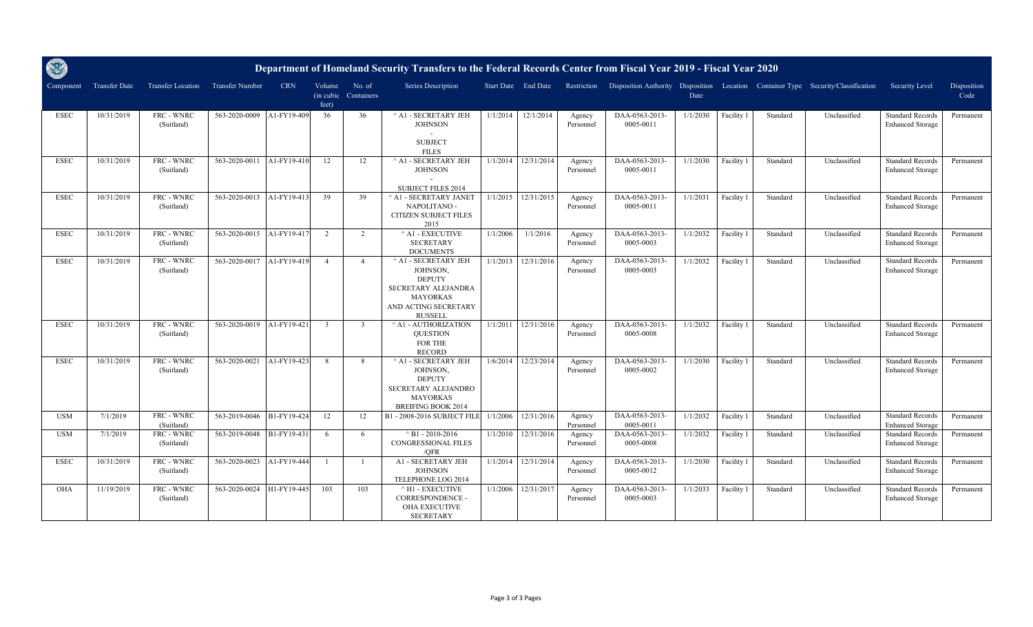# Department of Homeland Security Transfers to the Federal Records Center from Fiscal Year 2019 - Fiscal Year 2020

| Component | Transfer Date | Transfer Location | Transfer Number | CRN | Volume (in cubic feet) | No. of Containers | Series Description | Start Date | End Date | Restriction | Disposition Authority | Disposition Date | Location | Container Type | Security/Classification | Security Level | Disposition Code |
|---|---|---|---|---|---|---|---|---|---|---|---|---|---|---|---|---|---|
| ESEC | 10/31/2019 | FRC - WNRC (Suitland) | 563-2020-0009 | A1-FY19-409 | 36 | 36 | ^ A1 - SECRETARY JEH JOHNSON - SUBJECT FILES | 1/1/2014 | 12/1/2014 | Agency Personnel | DAA-0563-2013-0005-0011 | 1/1/2030 | Facility 1 | Standard | Unclassified | Standard Records Enhanced Storage | Permanent |
| ESEC | 10/31/2019 | FRC - WNRC (Suitland) | 563-2020-0011 | A1-FY19-410 | 12 | 12 | ^ A1 - SECRETARY JEH JOHNSON - SUBJECT FILES 2014 | 1/1/2014 | 12/31/2014 | Agency Personnel | DAA-0563-2013-0005-0011 | 1/1/2030 | Facility 1 | Standard | Unclassified | Standard Records Enhanced Storage | Permanent |
| ESEC | 10/31/2019 | FRC - WNRC (Suitland) | 563-2020-0013 | A1-FY19-413 | 39 | 39 | ^ A1 - SECRETARY JANET NAPOLITANO - CITIZEN SUBJECT FILES 2015 | 1/1/2015 | 12/31/2015 | Agency Personnel | DAA-0563-2013-0005-0011 | 1/1/2031 | Facility 1 | Standard | Unclassified | Standard Records Enhanced Storage | Permanent |
| ESEC | 10/31/2019 | FRC - WNRC (Suitland) | 563-2020-0015 | A1-FY19-417 | 2 | 2 | ^ A1 - EXECUTIVE SECRETARY DOCUMENTS | 1/1/2006 | 1/1/2016 | Agency Personnel | DAA-0563-2013-0005-0003 | 1/1/2032 | Facility 1 | Standard | Unclassified | Standard Records Enhanced Storage | Permanent |
| ESEC | 10/31/2019 | FRC - WNRC (Suitland) | 563-2020-0017 | A1-FY19-419 | 4 | 4 | ^ A1 - SECRETARY JEH JOHNSON, DEPUTY SECRETARY ALEJANDRA MAYORKAS AND ACTING SECRETARY RUSSELL | 1/1/2013 | 12/31/2016 | Agency Personnel | DAA-0563-2013-0005-0003 | 1/1/2032 | Facility 1 | Standard | Unclassified | Standard Records Enhanced Storage | Permanent |
| ESEC | 10/31/2019 | FRC - WNRC (Suitland) | 563-2020-0019 | A1-FY19-421 | 3 | 3 | ^ A1 - AUTHORIZATION QUESTION FOR THE RECORD | 1/1/2011 | 12/31/2016 | Agency Personnel | DAA-0563-2013-0005-0008 | 1/1/2032 | Facility 1 | Standard | Unclassified | Standard Records Enhanced Storage | Permanent |
| ESEC | 10/31/2019 | FRC - WNRC (Suitland) | 563-2020-0021 | A1-FY19-423 | 8 | 8 | ^ A1 - SECRETARY JEH JOHNSON, DEPUTY SECRETARY ALEJANDRO MAYORKAS BREIFING BOOK 2014 | 1/6/2014 | 12/23/2014 | Agency Personnel | DAA-0563-2013-0005-0002 | 1/1/2030 | Facility 1 | Standard | Unclassified | Standard Records Enhanced Storage | Permanent |
| USM | 7/1/2019 | FRC - WNRC (Suitland) | 563-2019-0046 | B1-FY19-424 | 12 | 12 | B1 - 2008-2016 SUBJECT FILE | 1/1/2006 | 12/31/2016 | Agency Personnel | DAA-0563-2013-0005-0011 | 1/1/2032 | Facility 1 | Standard | Unclassified | Standard Records Enhanced Storage | Permanent |
| USM | 7/1/2019 | FRC - WNRC (Suitland) | 563-2019-0048 | B1-FY19-431 | 6 | 6 | ^ B1 - 2010-2016 CONGRESSIONAL FILES /QFR | 1/1/2010 | 12/31/2016 | Agency Personnel | DAA-0563-2013-0005-0008 | 1/1/2032 | Facility 1 | Standard | Unclassified | Standard Records Enhanced Storage | Permanent |
| ESEC | 10/31/2019 | FRC - WNRC (Suitland) | 563-2020-0023 | A1-FY19-444 | 1 | 1 | A1 - SECRETARY JEH JOHNSON TELEPHONE LOG 2014 | 1/1/2014 | 12/31/2014 | Agency Personnel | DAA-0563-2013-0005-0012 | 1/1/2030 | Facility 1 | Standard | Unclassified | Standard Records Enhanced Storage | Permanent |
| OHA | 11/19/2019 | FRC - WNRC (Suitland) | 563-2020-0024 | H1-FY19-445 | 103 | 103 | ^ H1 - EXECUTIVE CORRESPONDENCE - OHA EXECUTIVE SECRETARY | 1/1/2006 | 12/31/2017 | Agency Personnel | DAA-0563-2013-0005-0003 | 1/1/2033 | Facility 1 | Standard | Unclassified | Standard Records Enhanced Storage | Permanent |